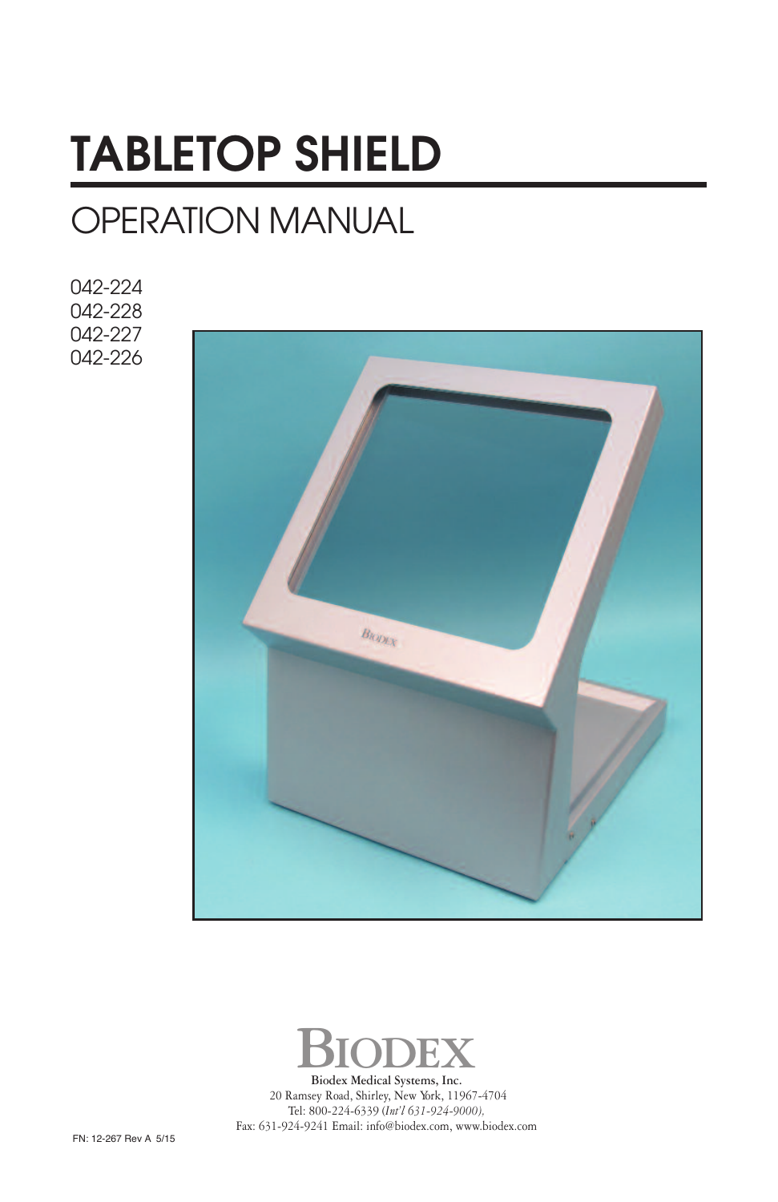# TABLETOP SHIELD

## OPERATION MANUAL

042-224
042-228
042-227
042-226

BIODEX

Biodex Medical Systems, Inc.
20 Ramsey Road, Shirley, New York, 11967-4704
Tel: 800-224-6339 (*Int'l 631-924-9000),*
Fax: 631-924-9241 Email: info@biodex.com, www.biodex.com

FN: 12-267 Rev A 5/15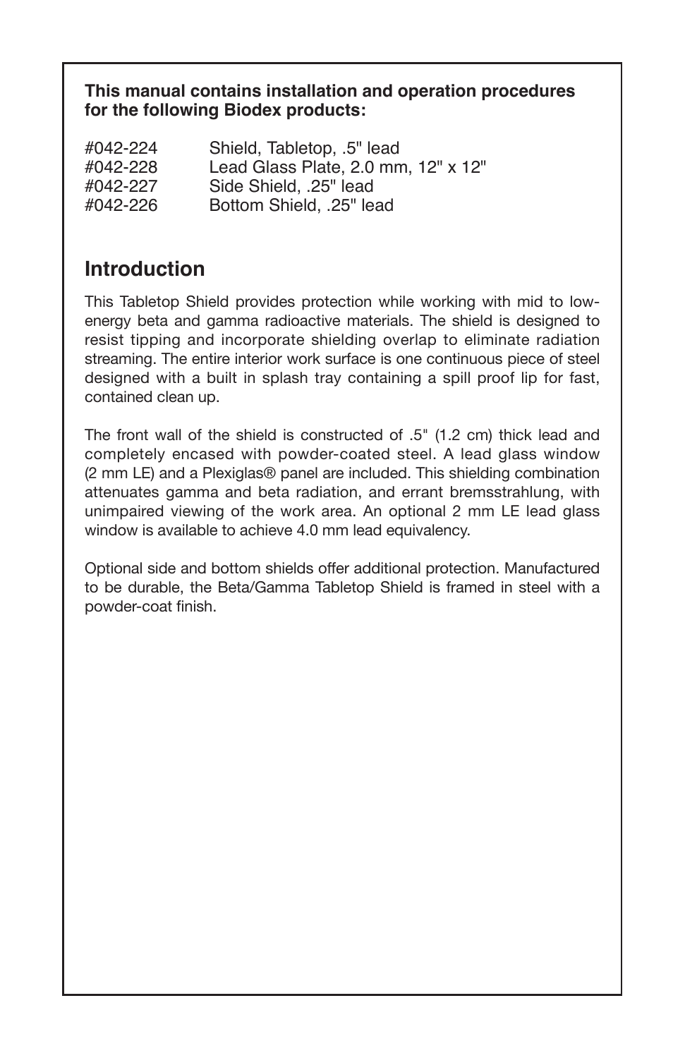**This manual contains installation and operation procedures for the following Biodex products:**

| | |
|---|---|
| #042-224 | Shield, Tabletop, .5" lead |
| #042-228 | Lead Glass Plate, 2.0 mm, 12" x 12" |
| #042-227 | Side Shield, .25" lead |
| #042-226 | Bottom Shield, .25" lead |

## Introduction

This Tabletop Shield provides protection while working with mid to low-energy beta and gamma radioactive materials. The shield is designed to resist tipping and incorporate shielding overlap to eliminate radiation streaming. The entire interior work surface is one continuous piece of steel designed with a built in splash tray containing a spill proof lip for fast, contained clean up.

The front wall of the shield is constructed of .5" (1.2 cm) thick lead and completely encased with powder-coated steel. A lead glass window (2 mm LE) and a Plexiglas® panel are included. This shielding combination attenuates gamma and beta radiation, and errant bremsstrahlung, with unimpaired viewing of the work area. An optional 2 mm LE lead glass window is available to achieve 4.0 mm lead equivalency.

Optional side and bottom shields offer additional protection. Manufactured to be durable, the Beta/Gamma Tabletop Shield is framed in steel with a powder-coat finish.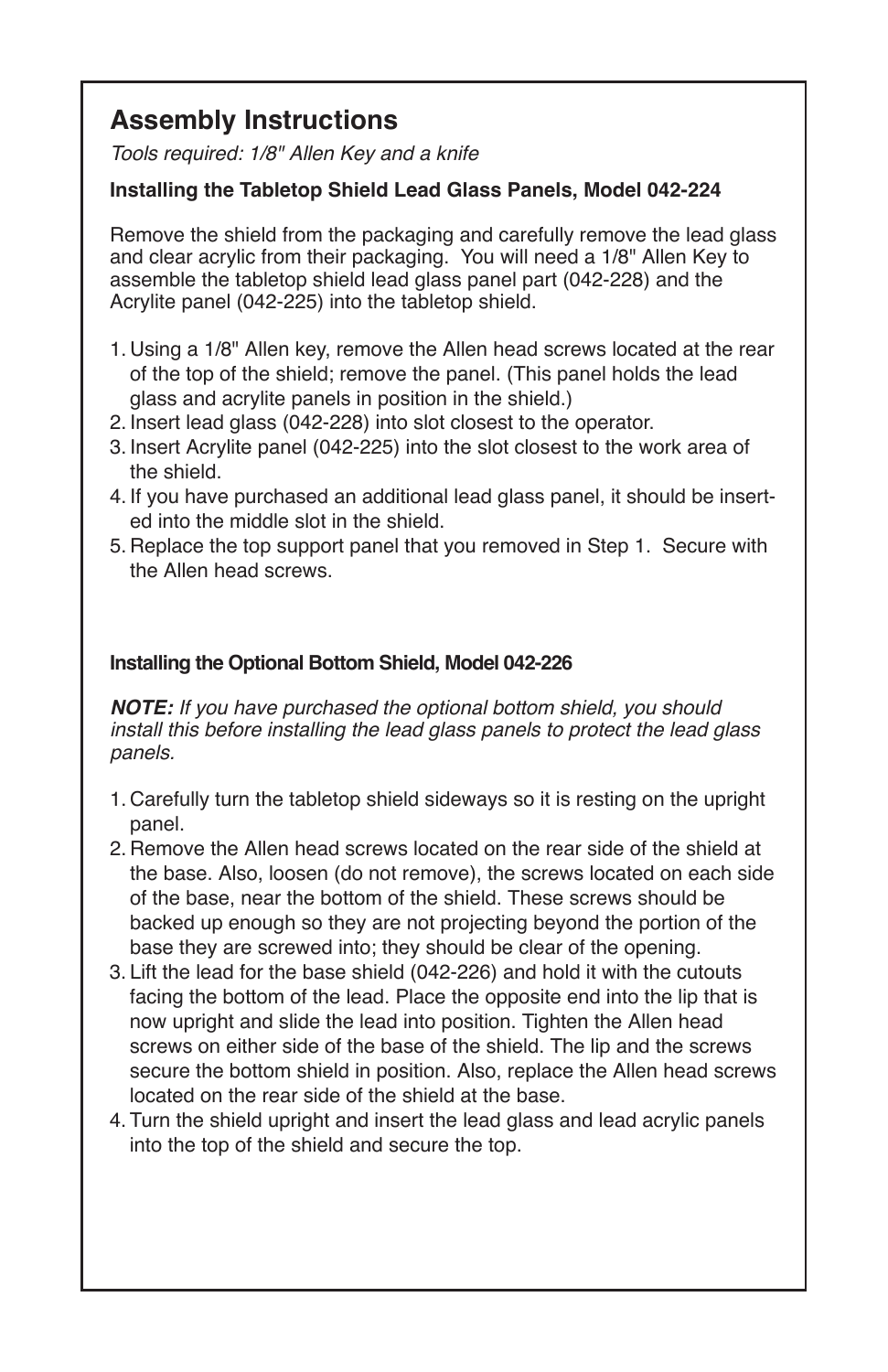# Assembly Instructions

*Tools required: 1/8" Allen Key and a knife*

**Installing the Tabletop Shield Lead Glass Panels, Model 042-224**

Remove the shield from the packaging and carefully remove the lead glass and clear acrylic from their packaging. You will need a 1/8" Allen Key to assemble the tabletop shield lead glass panel part (042-228) and the Acrylite panel (042-225) into the tabletop shield.

1. Using a 1/8" Allen key, remove the Allen head screws located at the rear of the top of the shield; remove the panel. (This panel holds the lead glass and acrylite panels in position in the shield.)
2. Insert lead glass (042-228) into slot closest to the operator.
3. Insert Acrylite panel (042-225) into the slot closest to the work area of the shield.
4. If you have purchased an additional lead glass panel, it should be inserted into the middle slot in the shield.
5. Replace the top support panel that you removed in Step 1. Secure with the Allen head screws.

**Installing the Optional Bottom Shield, Model 042-226**

***NOTE:*** *If you have purchased the optional bottom shield, you should install this before installing the lead glass panels to protect the lead glass panels.*

1. Carefully turn the tabletop shield sideways so it is resting on the upright panel.
2. Remove the Allen head screws located on the rear side of the shield at the base. Also, loosen (do not remove), the screws located on each side of the base, near the bottom of the shield. These screws should be backed up enough so they are not projecting beyond the portion of the base they are screwed into; they should be clear of the opening.
3. Lift the lead for the base shield (042-226) and hold it with the cutouts facing the bottom of the lead. Place the opposite end into the lip that is now upright and slide the lead into position. Tighten the Allen head screws on either side of the base of the shield. The lip and the screws secure the bottom shield in position. Also, replace the Allen head screws located on the rear side of the shield at the base.
4. Turn the shield upright and insert the lead glass and lead acrylic panels into the top of the shield and secure the top.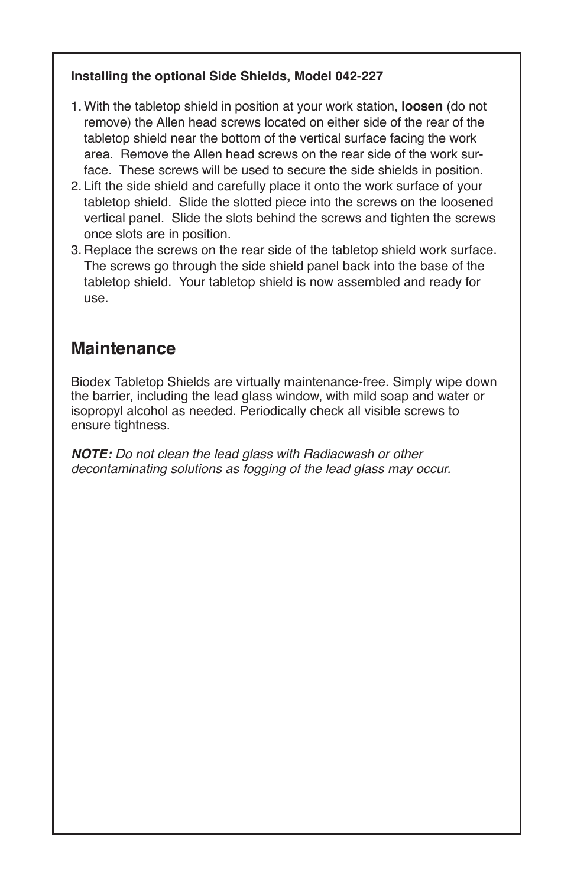**Installing the optional Side Shields, Model 042-227**

1. With the tabletop shield in position at your work station, **loosen** (do not remove) the Allen head screws located on either side of the rear of the tabletop shield near the bottom of the vertical surface facing the work area. Remove the Allen head screws on the rear side of the work surface. These screws will be used to secure the side shields in position.
2. Lift the side shield and carefully place it onto the work surface of your tabletop shield. Slide the slotted piece into the screws on the loosened vertical panel. Slide the slots behind the screws and tighten the screws once slots are in position.
3. Replace the screws on the rear side of the tabletop shield work surface. The screws go through the side shield panel back into the base of the tabletop shield. Your tabletop shield is now assembled and ready for use.

## Maintenance

Biodex Tabletop Shields are virtually maintenance-free. Simply wipe down the barrier, including the lead glass window, with mild soap and water or isopropyl alcohol as needed. Periodically check all visible screws to ensure tightness.

***NOTE:*** *Do not clean the lead glass with Radiacwash or other decontaminating solutions as fogging of the lead glass may occur.*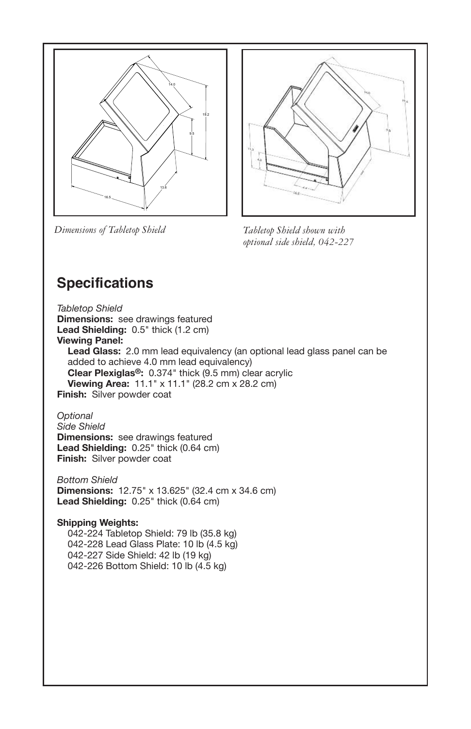*Dimensions of Tabletop Shield*

*Tabletop Shield shown with optional side shield, 042-227*

## Specifications

*Tabletop Shield*
**Dimensions:** see drawings featured
**Lead Shielding:** 0.5" thick (1.2 cm)
**Viewing Panel:**
  **Lead Glass:** 2.0 mm lead equivalency (an optional lead glass panel can be added to achieve 4.0 mm lead equivalency)
  **Clear Plexiglas®:** 0.374" thick (9.5 mm) clear acrylic
  **Viewing Area:** 11.1" x 11.1" (28.2 cm x 28.2 cm)
**Finish:** Silver powder coat

*Optional*
*Side Shield*
**Dimensions:** see drawings featured
**Lead Shielding:** 0.25" thick (0.64 cm)
**Finish:** Silver powder coat

*Bottom Shield*
**Dimensions:** 12.75" x 13.625" (32.4 cm x 34.6 cm)
**Lead Shielding:** 0.25" thick (0.64 cm)

**Shipping Weights:**
  042-224 Tabletop Shield: 79 lb (35.8 kg)
  042-228 Lead Glass Plate: 10 lb (4.5 kg)
  042-227 Side Shield: 42 lb (19 kg)
  042-226 Bottom Shield: 10 lb (4.5 kg)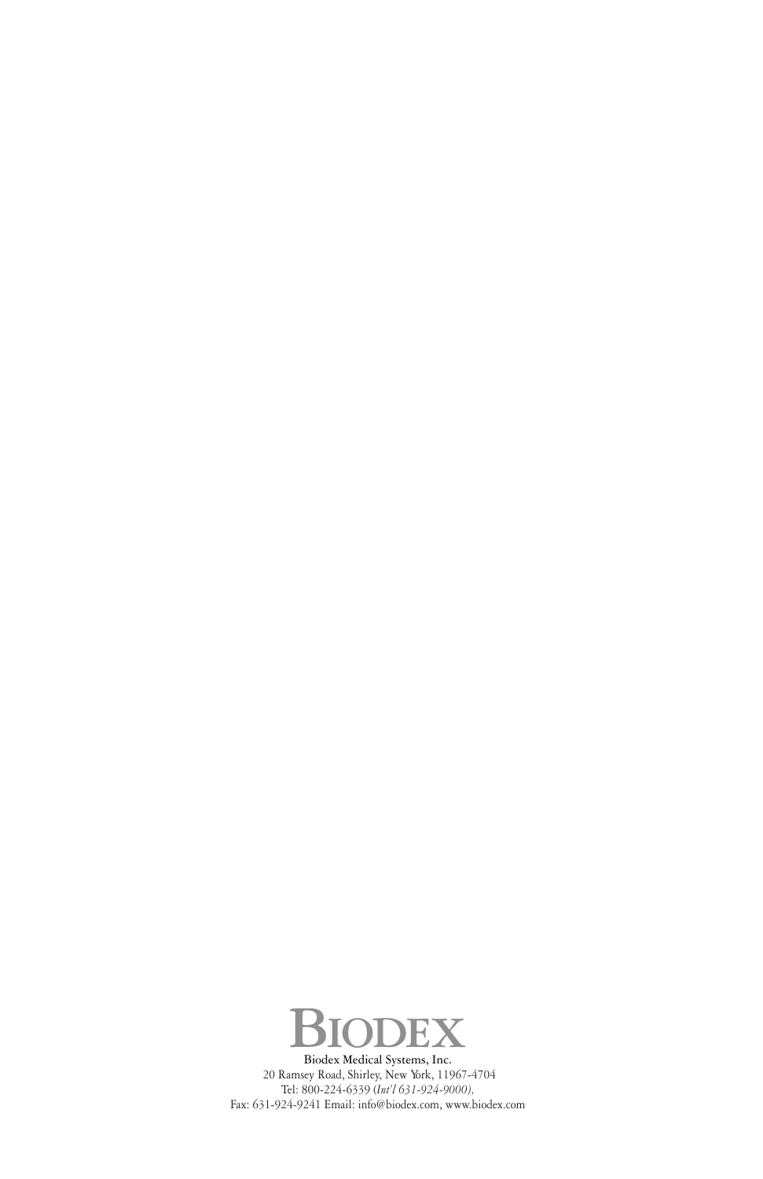BIODEX

**Biodex Medical Systems, Inc.**

20 Ramsey Road, Shirley, New York, 11967-4704

Tel: 800-224-6339 (*Int'l 631-924-9000).*

Fax: 631-924-9241 Email: info@biodex.com, www.biodex.com